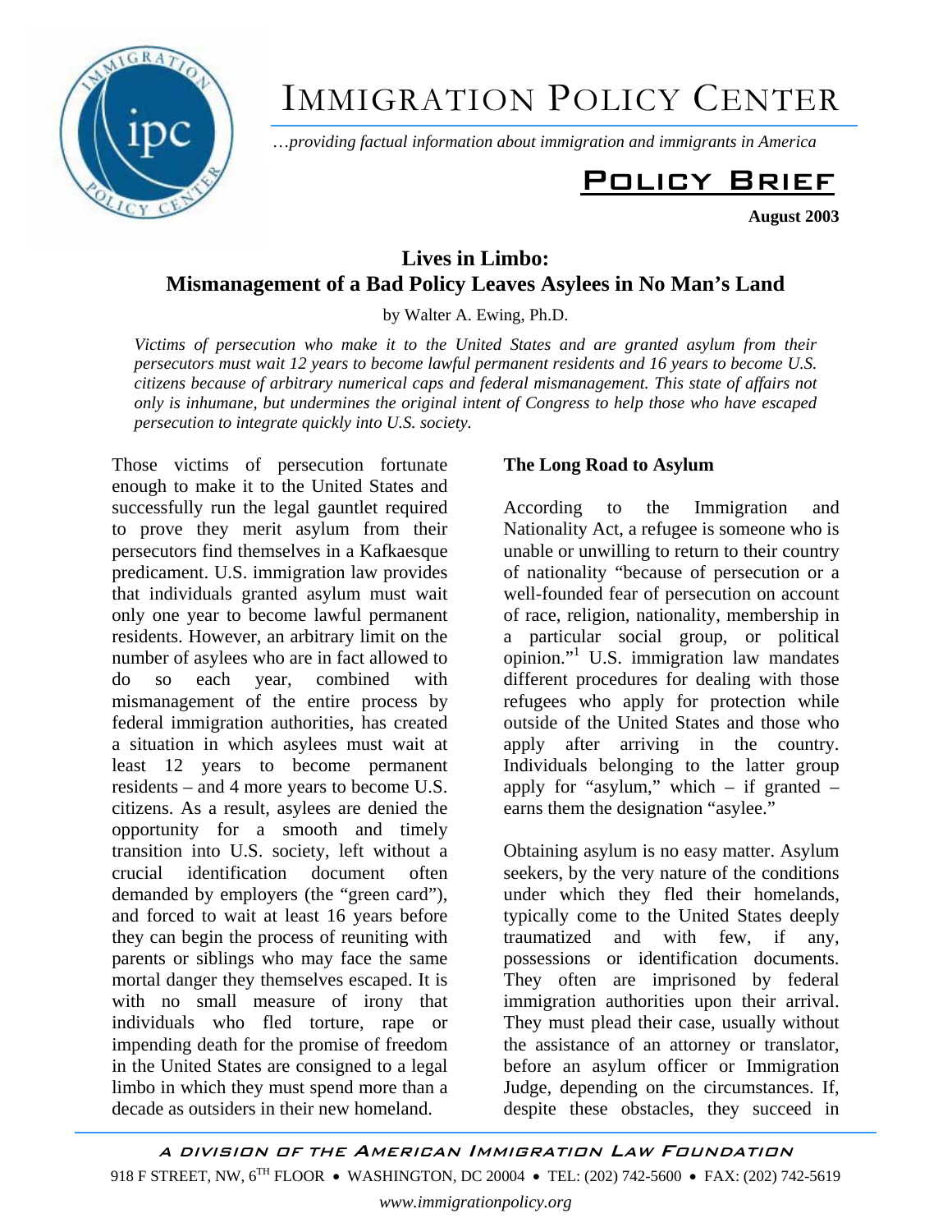# IMMIGRATION POLICY CENTER

*…providing factual information about immigration and immigrants in America*

## Policy Brief

**August 2003**

## Lives in Limbo: Mismanagement of a Bad Policy Leaves Asylees in No Man's Land

by Walter A. Ewing, Ph.D.

*Victims of persecution who make it to the United States and are granted asylum from their persecutors must wait 12 years to become lawful permanent residents and 16 years to become U.S. citizens because of arbitrary numerical caps and federal mismanagement. This state of affairs not only is inhumane, but undermines the original intent of Congress to help those who have escaped persecution to integrate quickly into U.S. society.*

Those victims of persecution fortunate enough to make it to the United States and successfully run the legal gauntlet required to prove they merit asylum from their persecutors find themselves in a Kafkaesque predicament. U.S. immigration law provides that individuals granted asylum must wait only one year to become lawful permanent residents. However, an arbitrary limit on the number of asylees who are in fact allowed to do so each year, combined with mismanagement of the entire process by federal immigration authorities, has created a situation in which asylees must wait at least 12 years to become permanent residents – and 4 more years to become U.S. citizens. As a result, asylees are denied the opportunity for a smooth and timely transition into U.S. society, left without a crucial identification document often demanded by employers (the "green card"), and forced to wait at least 16 years before they can begin the process of reuniting with parents or siblings who may face the same mortal danger they themselves escaped. It is with no small measure of irony that individuals who fled torture, rape or impending death for the promise of freedom in the United States are consigned to a legal limbo in which they must spend more than a decade as outsiders in their new homeland.

### The Long Road to Asylum

According to the Immigration and Nationality Act, a refugee is someone who is unable or unwilling to return to their country of nationality "because of persecution or a well-founded fear of persecution on account of race, religion, nationality, membership in a particular social group, or political opinion."[1] U.S. immigration law mandates different procedures for dealing with those refugees who apply for protection while outside of the United States and those who apply after arriving in the country. Individuals belonging to the latter group apply for "asylum," which – if granted – earns them the designation "asylee."

Obtaining asylum is no easy matter. Asylum seekers, by the very nature of the conditions under which they fled their homelands, typically come to the United States deeply traumatized and with few, if any, possessions or identification documents. They often are imprisoned by federal immigration authorities upon their arrival. They must plead their case, usually without the assistance of an attorney or translator, before an asylum officer or Immigration Judge, depending on the circumstances. If, despite these obstacles, they succeed in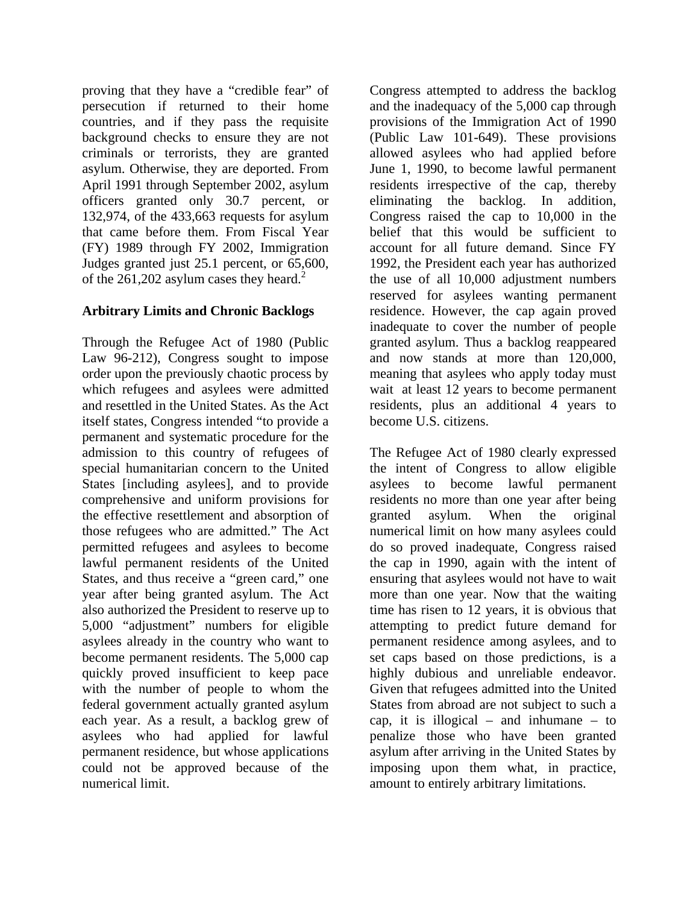proving that they have a "credible fear" of persecution if returned to their home countries, and if they pass the requisite background checks to ensure they are not criminals or terrorists, they are granted asylum. Otherwise, they are deported. From April 1991 through September 2002, asylum officers granted only 30.7 percent, or 132,974, of the 433,663 requests for asylum that came before them. From Fiscal Year (FY) 1989 through FY 2002, Immigration Judges granted just 25.1 percent, or 65,600, of the 261,202 asylum cases they heard.[2]

**Arbitrary Limits and Chronic Backlogs**

Through the Refugee Act of 1980 (Public Law 96-212), Congress sought to impose order upon the previously chaotic process by which refugees and asylees were admitted and resettled in the United States. As the Act itself states, Congress intended "to provide a permanent and systematic procedure for the admission to this country of refugees of special humanitarian concern to the United States [including asylees], and to provide comprehensive and uniform provisions for the effective resettlement and absorption of those refugees who are admitted." The Act permitted refugees and asylees to become lawful permanent residents of the United States, and thus receive a "green card," one year after being granted asylum. The Act also authorized the President to reserve up to 5,000 "adjustment" numbers for eligible asylees already in the country who want to become permanent residents. The 5,000 cap quickly proved insufficient to keep pace with the number of people to whom the federal government actually granted asylum each year. As a result, a backlog grew of asylees who had applied for lawful permanent residence, but whose applications could not be approved because of the numerical limit.

Congress attempted to address the backlog and the inadequacy of the 5,000 cap through provisions of the Immigration Act of 1990 (Public Law 101-649). These provisions allowed asylees who had applied before June 1, 1990, to become lawful permanent residents irrespective of the cap, thereby eliminating the backlog. In addition, Congress raised the cap to 10,000 in the belief that this would be sufficient to account for all future demand. Since FY 1992, the President each year has authorized the use of all 10,000 adjustment numbers reserved for asylees wanting permanent residence. However, the cap again proved inadequate to cover the number of people granted asylum. Thus a backlog reappeared and now stands at more than 120,000, meaning that asylees who apply today must wait at least 12 years to become permanent residents, plus an additional 4 years to become U.S. citizens.

The Refugee Act of 1980 clearly expressed the intent of Congress to allow eligible asylees to become lawful permanent residents no more than one year after being granted asylum. When the original numerical limit on how many asylees could do so proved inadequate, Congress raised the cap in 1990, again with the intent of ensuring that asylees would not have to wait more than one year. Now that the waiting time has risen to 12 years, it is obvious that attempting to predict future demand for permanent residence among asylees, and to set caps based on those predictions, is a highly dubious and unreliable endeavor. Given that refugees admitted into the United States from abroad are not subject to such a cap, it is illogical – and inhumane – to penalize those who have been granted asylum after arriving in the United States by imposing upon them what, in practice, amount to entirely arbitrary limitations.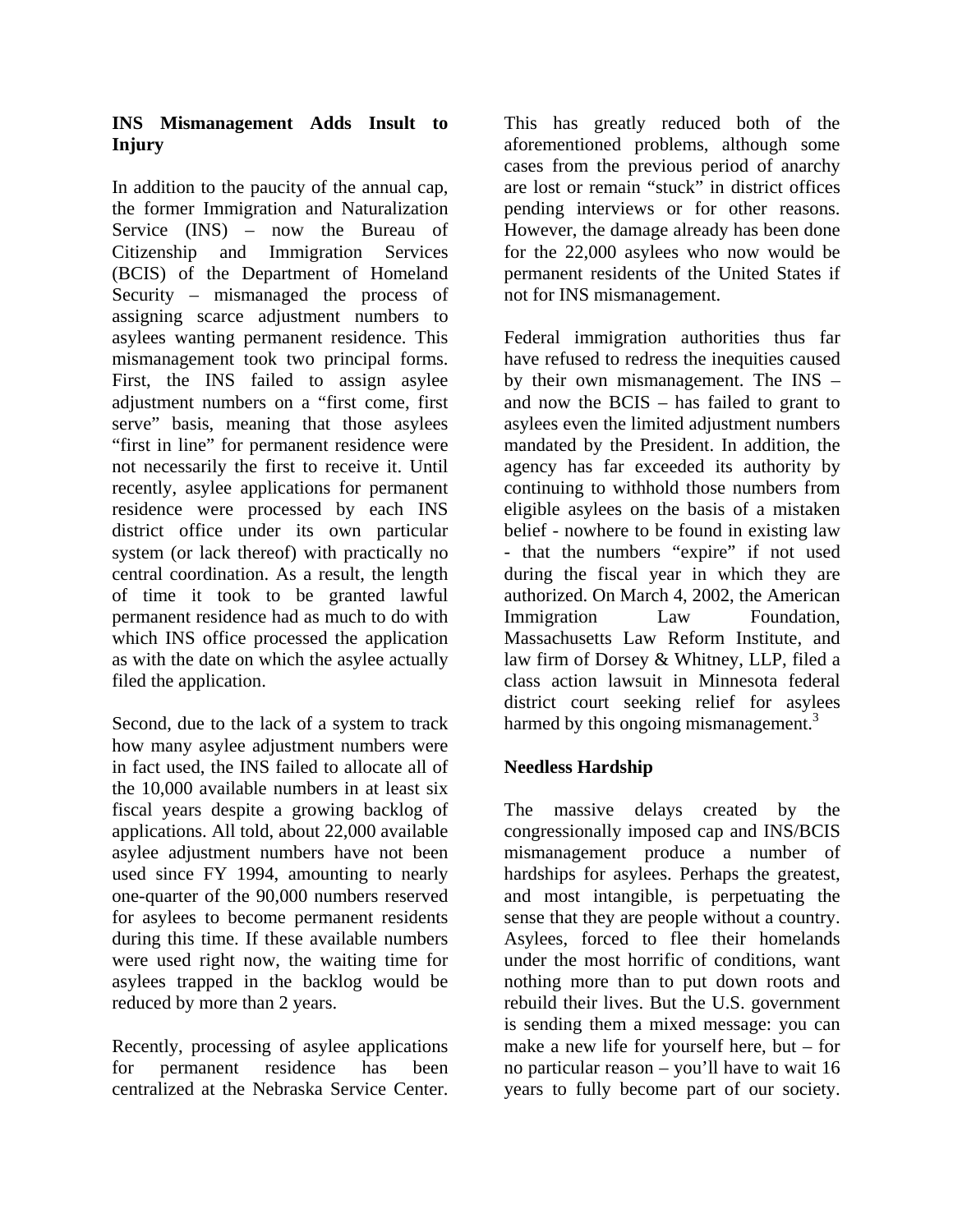## INS Mismanagement Adds Insult to Injury

In addition to the paucity of the annual cap, the former Immigration and Naturalization Service (INS) – now the Bureau of Citizenship and Immigration Services (BCIS) of the Department of Homeland Security – mismanaged the process of assigning scarce adjustment numbers to asylees wanting permanent residence. This mismanagement took two principal forms. First, the INS failed to assign asylee adjustment numbers on a "first come, first serve" basis, meaning that those asylees "first in line" for permanent residence were not necessarily the first to receive it. Until recently, asylee applications for permanent residence were processed by each INS district office under its own particular system (or lack thereof) with practically no central coordination. As a result, the length of time it took to be granted lawful permanent residence had as much to do with which INS office processed the application as with the date on which the asylee actually filed the application.

Second, due to the lack of a system to track how many asylee adjustment numbers were in fact used, the INS failed to allocate all of the 10,000 available numbers in at least six fiscal years despite a growing backlog of applications. All told, about 22,000 available asylee adjustment numbers have not been used since FY 1994, amounting to nearly one-quarter of the 90,000 numbers reserved for asylees to become permanent residents during this time. If these available numbers were used right now, the waiting time for asylees trapped in the backlog would be reduced by more than 2 years.

Recently, processing of asylee applications for permanent residence has been centralized at the Nebraska Service Center. This has greatly reduced both of the aforementioned problems, although some cases from the previous period of anarchy are lost or remain "stuck" in district offices pending interviews or for other reasons. However, the damage already has been done for the 22,000 asylees who now would be permanent residents of the United States if not for INS mismanagement.

Federal immigration authorities thus far have refused to redress the inequities caused by their own mismanagement. The INS – and now the BCIS – has failed to grant to asylees even the limited adjustment numbers mandated by the President. In addition, the agency has far exceeded its authority by continuing to withhold those numbers from eligible asylees on the basis of a mistaken belief - nowhere to be found in existing law - that the numbers "expire" if not used during the fiscal year in which they are authorized. On March 4, 2002, the American Immigration Law Foundation, Massachusetts Law Reform Institute, and law firm of Dorsey & Whitney, LLP, filed a class action lawsuit in Minnesota federal district court seeking relief for asylees harmed by this ongoing mismanagement.[3]

## Needless Hardship

The massive delays created by the congressionally imposed cap and INS/BCIS mismanagement produce a number of hardships for asylees. Perhaps the greatest, and most intangible, is perpetuating the sense that they are people without a country. Asylees, forced to flee their homelands under the most horrific of conditions, want nothing more than to put down roots and rebuild their lives. But the U.S. government is sending them a mixed message: you can make a new life for yourself here, but – for no particular reason – you'll have to wait 16 years to fully become part of our society.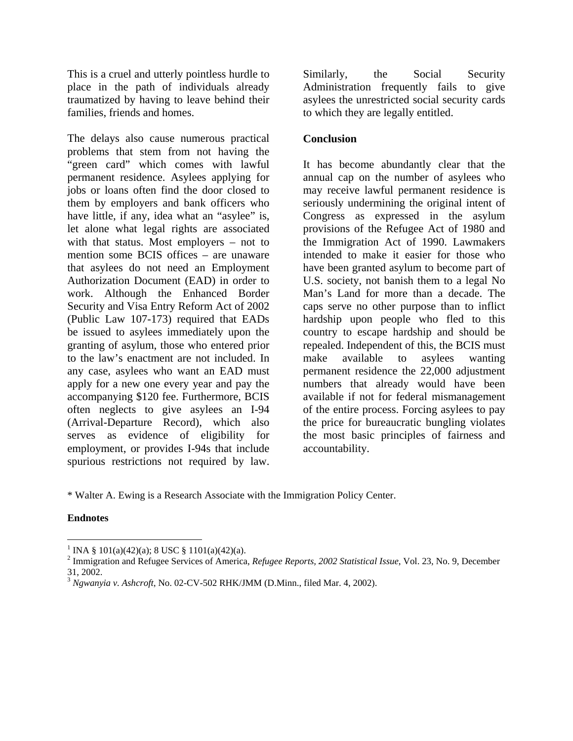This is a cruel and utterly pointless hurdle to place in the path of individuals already traumatized by having to leave behind their families, friends and homes.

The delays also cause numerous practical problems that stem from not having the "green card" which comes with lawful permanent residence. Asylees applying for jobs or loans often find the door closed to them by employers and bank officers who have little, if any, idea what an "asylee" is, let alone what legal rights are associated with that status. Most employers – not to mention some BCIS offices – are unaware that asylees do not need an Employment Authorization Document (EAD) in order to work. Although the Enhanced Border Security and Visa Entry Reform Act of 2002 (Public Law 107-173) required that EADs be issued to asylees immediately upon the granting of asylum, those who entered prior to the law's enactment are not included. In any case, asylees who want an EAD must apply for a new one every year and pay the accompanying $120 fee. Furthermore, BCIS often neglects to give asylees an I-94 (Arrival-Departure Record), which also serves as evidence of eligibility for employment, or provides I-94s that include spurious restrictions not required by law. Similarly, the Social Security Administration frequently fails to give asylees the unrestricted social security cards to which they are legally entitled.

**Conclusion**

It has become abundantly clear that the annual cap on the number of asylees who may receive lawful permanent residence is seriously undermining the original intent of Congress as expressed in the asylum provisions of the Refugee Act of 1980 and the Immigration Act of 1990. Lawmakers intended to make it easier for those who have been granted asylum to become part of U.S. society, not banish them to a legal No Man's Land for more than a decade. The caps serve no other purpose than to inflict hardship upon people who fled to this country to escape hardship and should be repealed. Independent of this, the BCIS must make available to asylees wanting permanent residence the 22,000 adjustment numbers that already would have been available if not for federal mismanagement of the entire process. Forcing asylees to pay the price for bureaucratic bungling violates the most basic principles of fairness and accountability.

* Walter A. Ewing is a Research Associate with the Immigration Policy Center.

**Endnotes**

[1] INA § 101(a)(42)(a); 8 USC § 1101(a)(42)(a).

[2] Immigration and Refugee Services of America, *Refugee Reports, 2002 Statistical Issue*, Vol. 23, No. 9, December 31, 2002.

[3] *Ngwanyia v. Ashcroft*, No. 02-CV-502 RHK/JMM (D.Minn., filed Mar. 4, 2002).